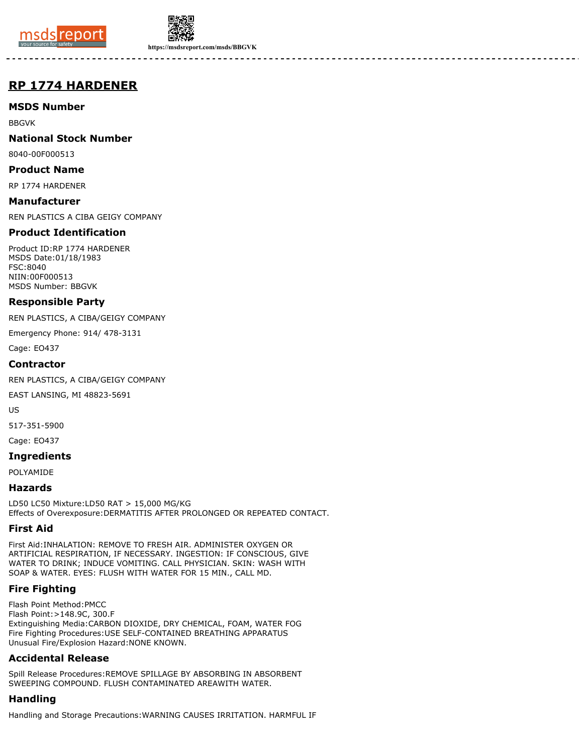# RP 1774 HARDENER

## MSDS Number

BBGVK

## National Stock Number

8040-00F000513

## Product Name

RP 1774 HARDENER

## Manufacturer

REN PLASTICS A CIBA GEIGY COMPANY

## Product Identification

Product ID:RP 1774 HARDENER
MSDS Date:01/18/1983
FSC:8040
NIIN:00F000513
MSDS Number: BBGVK

## Responsible Party

REN PLASTICS, A CIBA/GEIGY COMPANY

Emergency Phone: 914/ 478-3131

Cage: EO437

## Contractor

REN PLASTICS, A CIBA/GEIGY COMPANY

EAST LANSING, MI 48823-5691

US

517-351-5900

Cage: EO437

## Ingredients

POLYAMIDE

## Hazards

LD50 LC50 Mixture:LD50 RAT > 15,000 MG/KG
Effects of Overexposure:DERMATITIS AFTER PROLONGED OR REPEATED CONTACT.

## First Aid

First Aid:INHALATION: REMOVE TO FRESH AIR. ADMINISTER OXYGEN OR ARTIFICIAL RESPIRATION, IF NECESSARY. INGESTION: IF CONSCIOUS, GIVE WATER TO DRINK; INDUCE VOMITING. CALL PHYSICIAN. SKIN: WASH WITH SOAP & WATER. EYES: FLUSH WITH WATER FOR 15 MIN., CALL MD.

## Fire Fighting

Flash Point Method:PMCC
Flash Point:>148.9C, 300.F
Extinguishing Media:CARBON DIOXIDE, DRY CHEMICAL, FOAM, WATER FOG
Fire Fighting Procedures:USE SELF-CONTAINED BREATHING APPARATUS
Unusual Fire/Explosion Hazard:NONE KNOWN.

## Accidental Release

Spill Release Procedures:REMOVE SPILLAGE BY ABSORBING IN ABSORBENT SWEEPING COMPOUND. FLUSH CONTAMINATED AREAWITH WATER.

## Handling

Handling and Storage Precautions:WARNING CAUSES IRRITATION. HARMFUL IF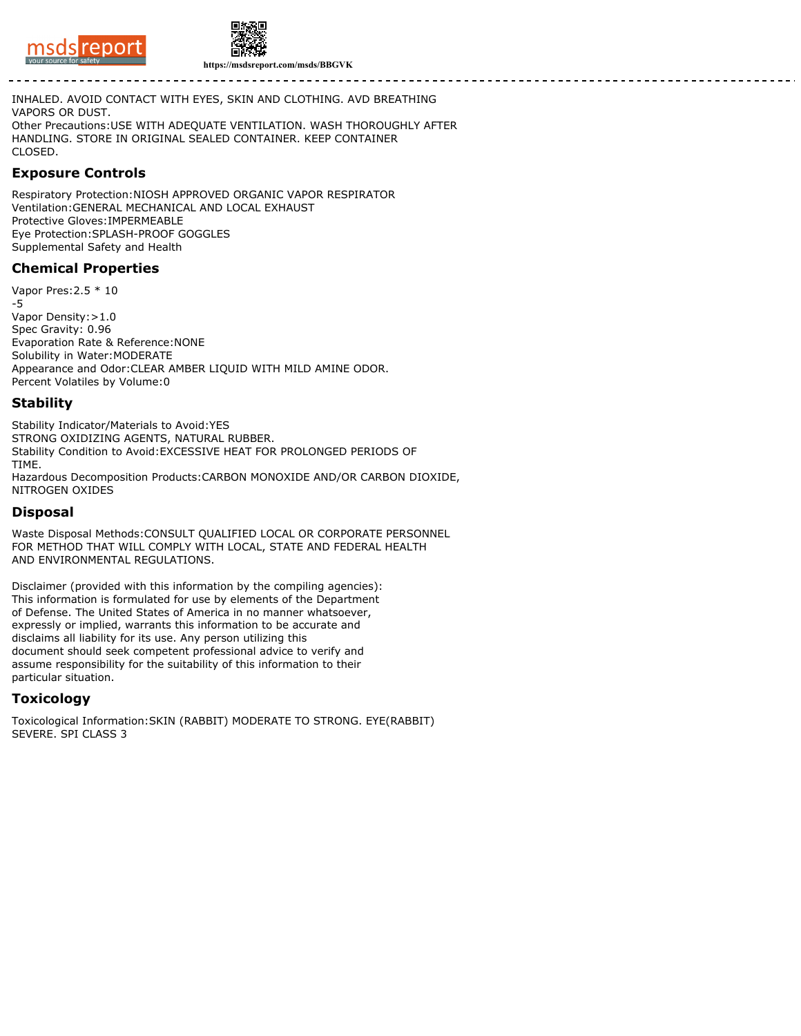INHALED. AVOID CONTACT WITH EYES, SKIN AND CLOTHING. AVD BREATHING VAPORS OR DUST.
Other Precautions:USE WITH ADEQUATE VENTILATION. WASH THOROUGHLY AFTER HANDLING. STORE IN ORIGINAL SEALED CONTAINER. KEEP CONTAINER CLOSED.

## Exposure Controls

Respiratory Protection:NIOSH APPROVED ORGANIC VAPOR RESPIRATOR
Ventilation:GENERAL MECHANICAL AND LOCAL EXHAUST
Protective Gloves:IMPERMEABLE
Eye Protection:SPLASH-PROOF GOGGLES
Supplemental Safety and Health

## Chemical Properties

Vapor Pres:2.5 * 10
-5
Vapor Density:>1.0
Spec Gravity: 0.96
Evaporation Rate & Reference:NONE
Solubility in Water:MODERATE
Appearance and Odor:CLEAR AMBER LIQUID WITH MILD AMINE ODOR.
Percent Volatiles by Volume:0

## Stability

Stability Indicator/Materials to Avoid:YES
STRONG OXIDIZING AGENTS, NATURAL RUBBER.
Stability Condition to Avoid:EXCESSIVE HEAT FOR PROLONGED PERIODS OF TIME.
Hazardous Decomposition Products:CARBON MONOXIDE AND/OR CARBON DIOXIDE, NITROGEN OXIDES

## Disposal

Waste Disposal Methods:CONSULT QUALIFIED LOCAL OR CORPORATE PERSONNEL FOR METHOD THAT WILL COMPLY WITH LOCAL, STATE AND FEDERAL HEALTH AND ENVIRONMENTAL REGULATIONS.

Disclaimer (provided with this information by the compiling agencies): This information is formulated for use by elements of the Department of Defense. The United States of America in no manner whatsoever, expressly or implied, warrants this information to be accurate and disclaims all liability for its use. Any person utilizing this document should seek competent professional advice to verify and assume responsibility for the suitability of this information to their particular situation.

## Toxicology

Toxicological Information:SKIN (RABBIT) MODERATE TO STRONG. EYE(RABBIT) SEVERE. SPI CLASS 3